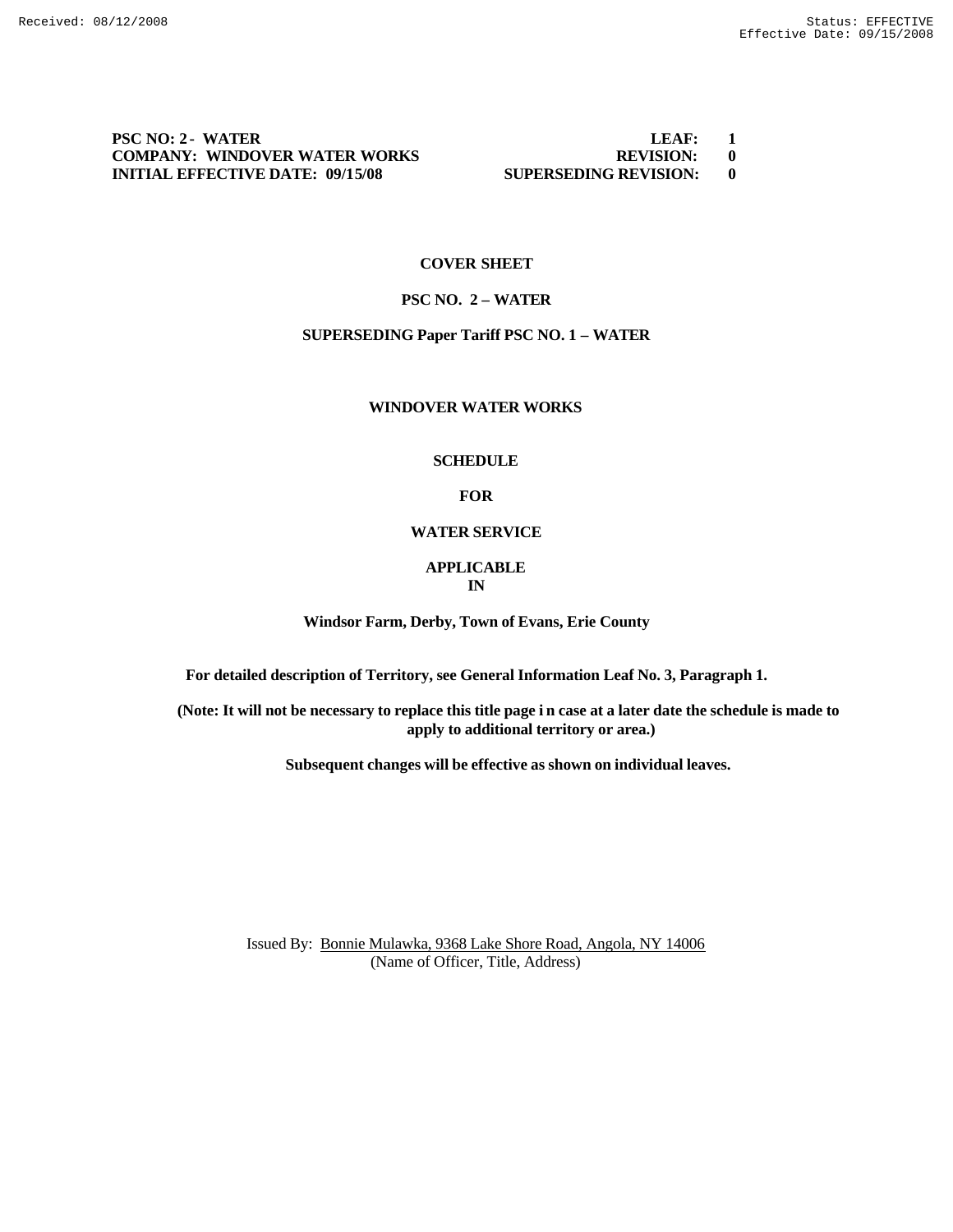**PSC NO: 2 - WATER** **LEAF: 1**
**COMPANY: WINDOVER WATER WORKS** **REVISION: 0**
**INITIAL EFFECTIVE DATE: 09/15/08** **SUPERSEDING REVISION: 0**

**COVER SHEET**

**PSC NO. 2 – WATER**

**SUPERSEDING Paper Tariff PSC NO. 1 – WATER**

**WINDOVER WATER WORKS**

**SCHEDULE**

**FOR**

**WATER SERVICE**

**APPLICABLE**
**IN**

**Windsor Farm, Derby, Town of Evans, Erie County**

**For detailed description of Territory, see General Information Leaf No. 3, Paragraph 1.**

**(Note: It will not be necessary to replace this title page i n case at a later date the schedule is made to apply to additional territory or area.)**

**Subsequent changes will be effective as shown on individual leaves.**

Issued By: Bonnie Mulawka, 9368 Lake Shore Road, Angola, NY 14006
(Name of Officer, Title, Address)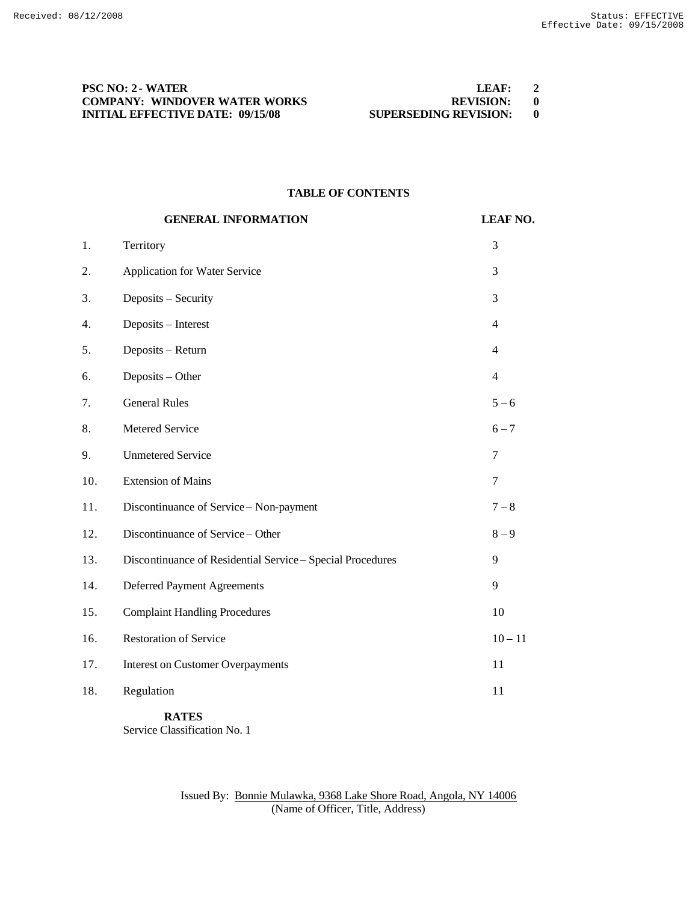**PSC NO: 2 - WATER** | **LEAF: 2**
**COMPANY: WINDOVER WATER WORKS** | **REVISION: 0**
**INITIAL EFFECTIVE DATE: 09/15/08** | **SUPERSEDING REVISION: 0**

## TABLE OF CONTENTS

| | GENERAL INFORMATION | LEAF NO. |
|---|---|---|
| 1. | Territory | 3 |
| 2. | Application for Water Service | 3 |
| 3. | Deposits – Security | 3 |
| 4. | Deposits – Interest | 4 |
| 5. | Deposits – Return | 4 |
| 6. | Deposits – Other | 4 |
| 7. | General Rules | 5 – 6 |
| 8. | Metered Service | 6 – 7 |
| 9. | Unmetered Service | 7 |
| 10. | Extension of Mains | 7 |
| 11. | Discontinuance of Service – Non-payment | 7 – 8 |
| 12. | Discontinuance of Service – Other | 8 – 9 |
| 13. | Discontinuance of Residential Service – Special Procedures | 9 |
| 14. | Deferred Payment Agreements | 9 |
| 15. | Complaint Handling Procedures | 10 |
| 16. | Restoration of Service | 10 – 11 |
| 17. | Interest on Customer Overpayments | 11 |
| 18. | Regulation | 11 |

**RATES**

Service Classification No. 1

Issued By: Bonnie Mulawka, 9368 Lake Shore Road, Angola, NY 14006
(Name of Officer, Title, Address)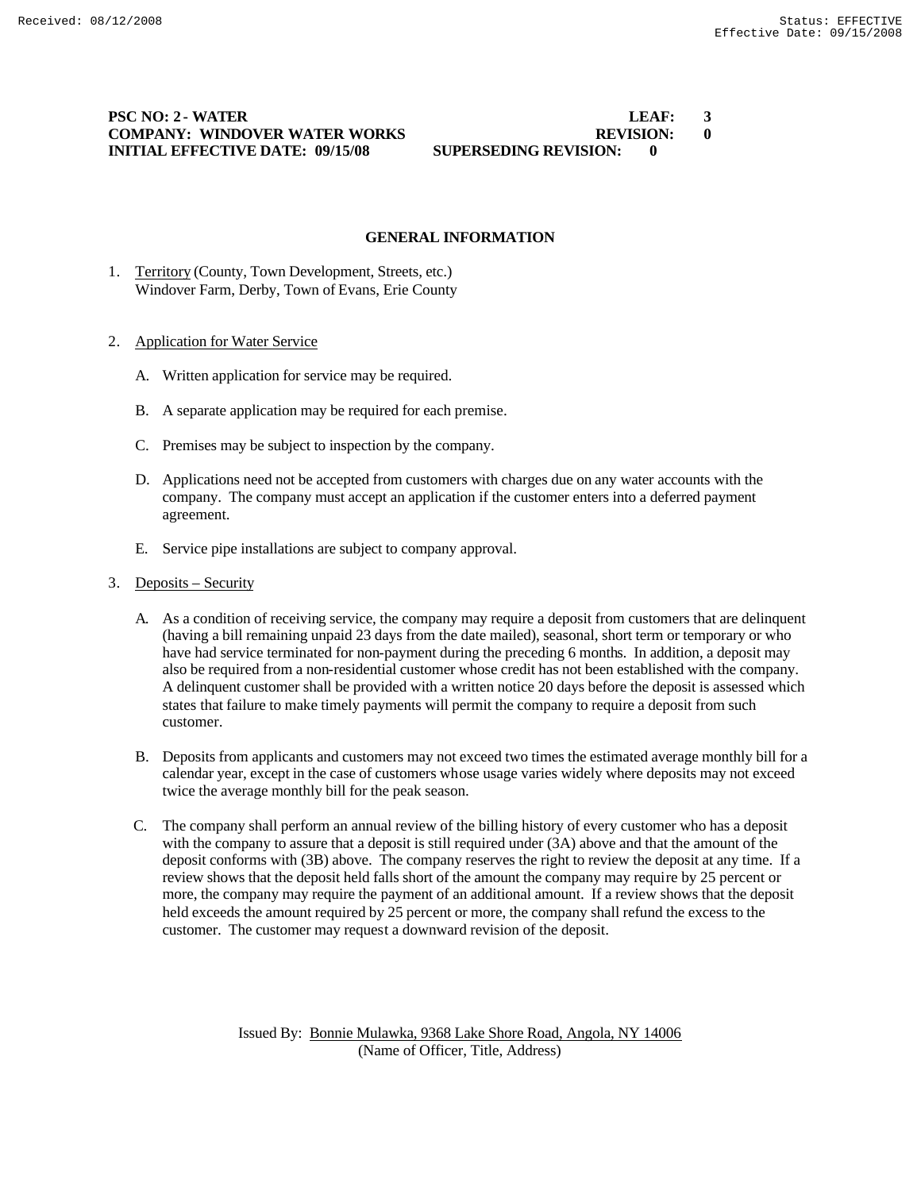**PSC NO: 2 - WATER** **LEAF: 3**
**COMPANY: WINDOVER WATER WORKS** **REVISION: 0**
**INITIAL EFFECTIVE DATE: 09/15/08** **SUPERSEDING REVISION: 0**

## GENERAL INFORMATION

1. Territory (County, Town Development, Streets, etc.)
   Windover Farm, Derby, Town of Evans, Erie County

2. Application for Water Service

   A. Written application for service may be required.

   B. A separate application may be required for each premise.

   C. Premises may be subject to inspection by the company.

   D. Applications need not be accepted from customers with charges due on any water accounts with the company. The company must accept an application if the customer enters into a deferred payment agreement.

   E. Service pipe installations are subject to company approval.

3. Deposits – Security

   A. As a condition of receiving service, the company may require a deposit from customers that are delinquent (having a bill remaining unpaid 23 days from the date mailed), seasonal, short term or temporary or who have had service terminated for non-payment during the preceding 6 months. In addition, a deposit may also be required from a non-residential customer whose credit has not been established with the company. A delinquent customer shall be provided with a written notice 20 days before the deposit is assessed which states that failure to make timely payments will permit the company to require a deposit from such customer.

   B. Deposits from applicants and customers may not exceed two times the estimated average monthly bill for a calendar year, except in the case of customers whose usage varies widely where deposits may not exceed twice the average monthly bill for the peak season.

   C. The company shall perform an annual review of the billing history of every customer who has a deposit with the company to assure that a deposit is still required under (3A) above and that the amount of the deposit conforms with (3B) above. The company reserves the right to review the deposit at any time. If a review shows that the deposit held falls short of the amount the company may require by 25 percent or more, the company may require the payment of an additional amount. If a review shows that the deposit held exceeds the amount required by 25 percent or more, the company shall refund the excess to the customer. The customer may request a downward revision of the deposit.

Issued By: Bonnie Mulawka, 9368 Lake Shore Road, Angola, NY 14006
(Name of Officer, Title, Address)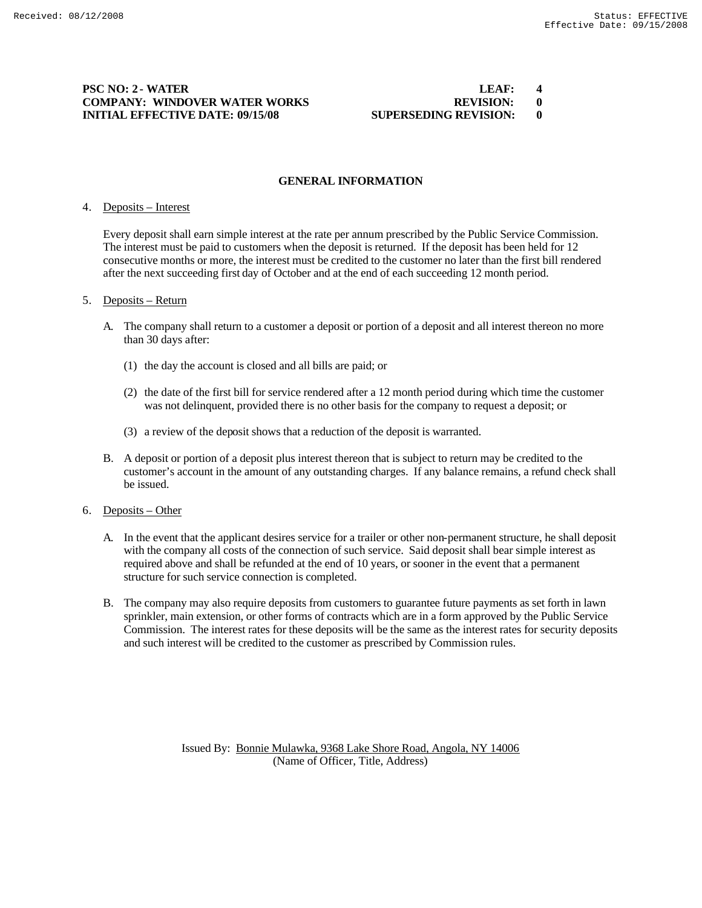**PSC NO: 2 - WATER** **LEAF: 4**
**COMPANY: WINDOVER WATER WORKS** **REVISION: 0**
**INITIAL EFFECTIVE DATE: 09/15/08** **SUPERSEDING REVISION: 0**

## GENERAL INFORMATION

4. Deposits – Interest

   Every deposit shall earn simple interest at the rate per annum prescribed by the Public Service Commission. The interest must be paid to customers when the deposit is returned. If the deposit has been held for 12 consecutive months or more, the interest must be credited to the customer no later than the first bill rendered after the next succeeding first day of October and at the end of each succeeding 12 month period.

5. Deposits – Return

   A. The company shall return to a customer a deposit or portion of a deposit and all interest thereon no more than 30 days after:

      (1) the day the account is closed and all bills are paid; or

      (2) the date of the first bill for service rendered after a 12 month period during which time the customer was not delinquent, provided there is no other basis for the company to request a deposit; or

      (3) a review of the deposit shows that a reduction of the deposit is warranted.

   B. A deposit or portion of a deposit plus interest thereon that is subject to return may be credited to the customer's account in the amount of any outstanding charges. If any balance remains, a refund check shall be issued.

6. Deposits – Other

   A. In the event that the applicant desires service for a trailer or other non-permanent structure, he shall deposit with the company all costs of the connection of such service. Said deposit shall bear simple interest as required above and shall be refunded at the end of 10 years, or sooner in the event that a permanent structure for such service connection is completed.

   B. The company may also require deposits from customers to guarantee future payments as set forth in lawn sprinkler, main extension, or other forms of contracts which are in a form approved by the Public Service Commission. The interest rates for these deposits will be the same as the interest rates for security deposits and such interest will be credited to the customer as prescribed by Commission rules.

Issued By: Bonnie Mulawka, 9368 Lake Shore Road, Angola, NY 14006
(Name of Officer, Title, Address)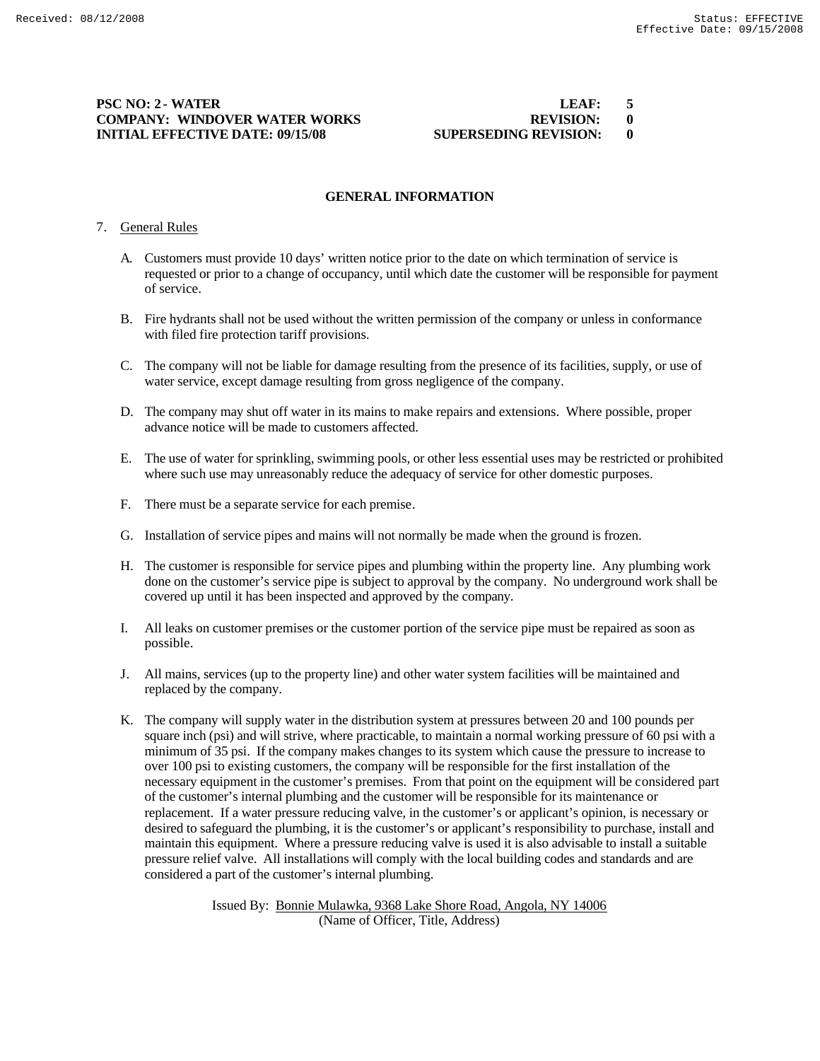**PSC NO: 2 - WATER** **LEAF: 5**
**COMPANY: WINDOVER WATER WORKS** **REVISION: 0**
**INITIAL EFFECTIVE DATE: 09/15/08** **SUPERSEDING REVISION: 0**

## GENERAL INFORMATION

7. General Rules

   A. Customers must provide 10 days' written notice prior to the date on which termination of service is requested or prior to a change of occupancy, until which date the customer will be responsible for payment of service.

   B. Fire hydrants shall not be used without the written permission of the company or unless in conformance with filed fire protection tariff provisions.

   C. The company will not be liable for damage resulting from the presence of its facilities, supply, or use of water service, except damage resulting from gross negligence of the company.

   D. The company may shut off water in its mains to make repairs and extensions. Where possible, proper advance notice will be made to customers affected.

   E. The use of water for sprinkling, swimming pools, or other less essential uses may be restricted or prohibited where such use may unreasonably reduce the adequacy of service for other domestic purposes.

   F. There must be a separate service for each premise.

   G. Installation of service pipes and mains will not normally be made when the ground is frozen.

   H. The customer is responsible for service pipes and plumbing within the property line. Any plumbing work done on the customer's service pipe is subject to approval by the company. No underground work shall be covered up until it has been inspected and approved by the company.

   I. All leaks on customer premises or the customer portion of the service pipe must be repaired as soon as possible.

   J. All mains, services (up to the property line) and other water system facilities will be maintained and replaced by the company.

   K. The company will supply water in the distribution system at pressures between 20 and 100 pounds per square inch (psi) and will strive, where practicable, to maintain a normal working pressure of 60 psi with a minimum of 35 psi. If the company makes changes to its system which cause the pressure to increase to over 100 psi to existing customers, the company will be responsible for the first installation of the necessary equipment in the customer's premises. From that point on the equipment will be considered part of the customer's internal plumbing and the customer will be responsible for its maintenance or replacement. If a water pressure reducing valve, in the customer's or applicant's opinion, is necessary or desired to safeguard the plumbing, it is the customer's or applicant's responsibility to purchase, install and maintain this equipment. Where a pressure reducing valve is used it is also advisable to install a suitable pressure relief valve. All installations will comply with the local building codes and standards and are considered a part of the customer's internal plumbing.

Issued By: Bonnie Mulawka, 9368 Lake Shore Road, Angola, NY 14006
(Name of Officer, Title, Address)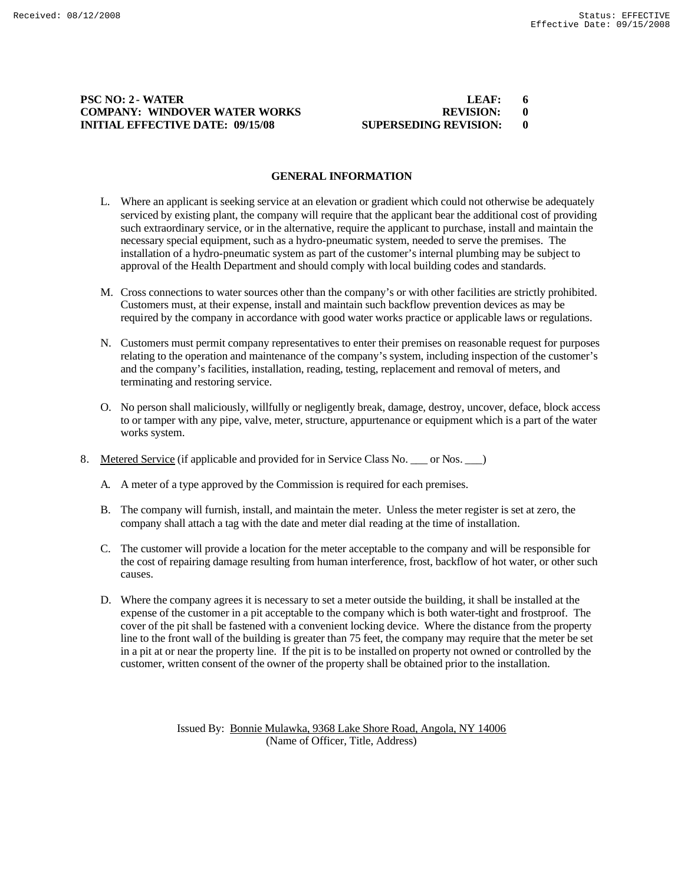**PSC NO: 2 - WATER** | **LEAF: 6**
**COMPANY: WINDOVER WATER WORKS** | **REVISION: 0**
**INITIAL EFFECTIVE DATE: 09/15/08** | **SUPERSEDING REVISION: 0**

## GENERAL INFORMATION

L. Where an applicant is seeking service at an elevation or gradient which could not otherwise be adequately serviced by existing plant, the company will require that the applicant bear the additional cost of providing such extraordinary service, or in the alternative, require the applicant to purchase, install and maintain the necessary special equipment, such as a hydro-pneumatic system, needed to serve the premises. The installation of a hydro-pneumatic system as part of the customer's internal plumbing may be subject to approval of the Health Department and should comply with local building codes and standards.

M. Cross connections to water sources other than the company's or with other facilities are strictly prohibited. Customers must, at their expense, install and maintain such backflow prevention devices as may be required by the company in accordance with good water works practice or applicable laws or regulations.

N. Customers must permit company representatives to enter their premises on reasonable request for purposes relating to the operation and maintenance of the company's system, including inspection of the customer's and the company's facilities, installation, reading, testing, replacement and removal of meters, and terminating and restoring service.

O. No person shall maliciously, willfully or negligently break, damage, destroy, uncover, deface, block access to or tamper with any pipe, valve, meter, structure, appurtenance or equipment which is a part of the water works system.

8. Metered Service (if applicable and provided for in Service Class No. ___ or Nos. ___)

A. A meter of a type approved by the Commission is required for each premises.

B. The company will furnish, install, and maintain the meter. Unless the meter register is set at zero, the company shall attach a tag with the date and meter dial reading at the time of installation.

C. The customer will provide a location for the meter acceptable to the company and will be responsible for the cost of repairing damage resulting from human interference, frost, backflow of hot water, or other such causes.

D. Where the company agrees it is necessary to set a meter outside the building, it shall be installed at the expense of the customer in a pit acceptable to the company which is both water-tight and frostproof. The cover of the pit shall be fastened with a convenient locking device. Where the distance from the property line to the front wall of the building is greater than 75 feet, the company may require that the meter be set in a pit at or near the property line. If the pit is to be installed on property not owned or controlled by the customer, written consent of the owner of the property shall be obtained prior to the installation.

Issued By: Bonnie Mulawka, 9368 Lake Shore Road, Angola, NY 14006
(Name of Officer, Title, Address)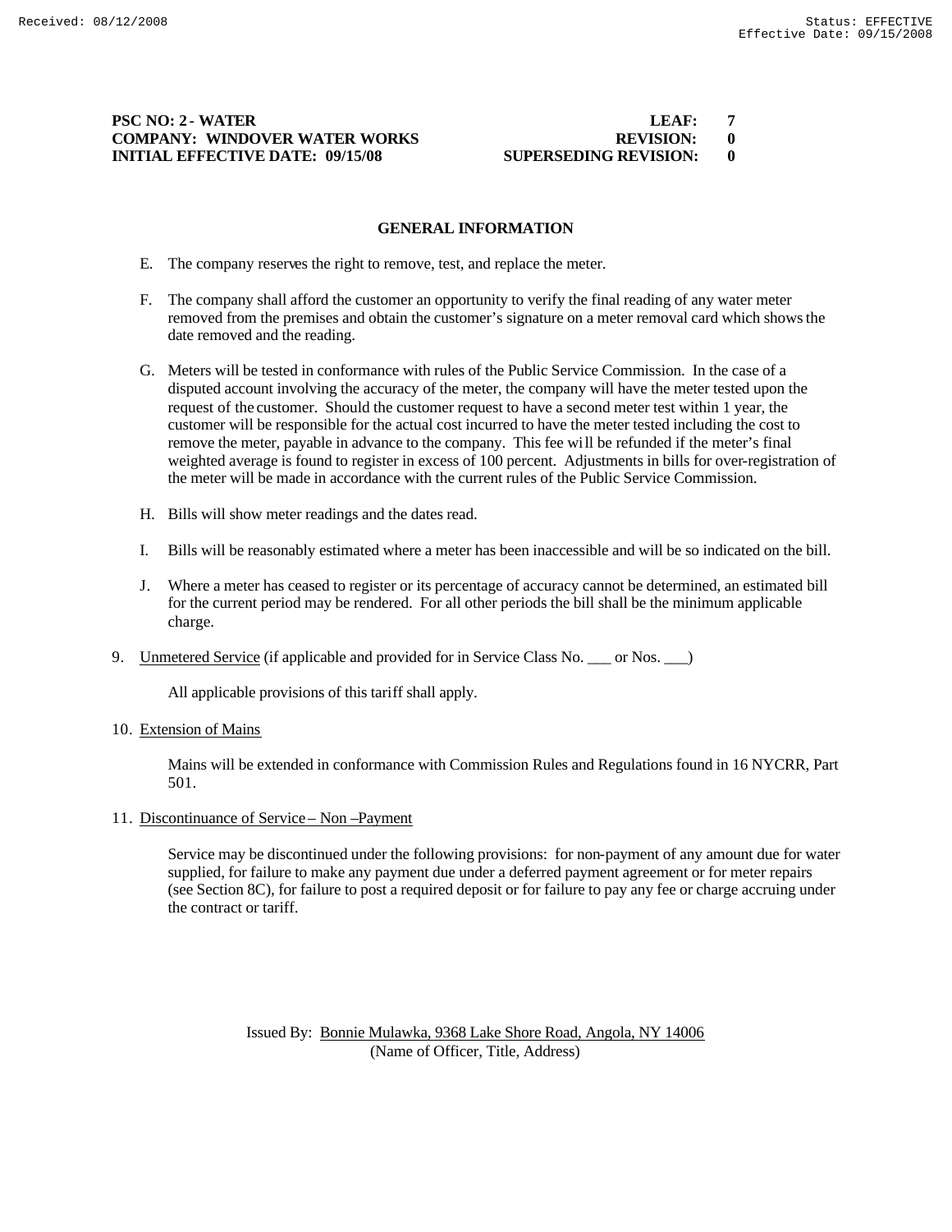**PSC NO: 2 - WATER LEAF: 7**
**COMPANY: WINDOVER WATER WORKS REVISION: 0**
**INITIAL EFFECTIVE DATE: 09/15/08 SUPERSEDING REVISION: 0**

## GENERAL INFORMATION

E. The company reserves the right to remove, test, and replace the meter.

F. The company shall afford the customer an opportunity to verify the final reading of any water meter removed from the premises and obtain the customer's signature on a meter removal card which shows the date removed and the reading.

G. Meters will be tested in conformance with rules of the Public Service Commission. In the case of a disputed account involving the accuracy of the meter, the company will have the meter tested upon the request of the customer. Should the customer request to have a second meter test within 1 year, the customer will be responsible for the actual cost incurred to have the meter tested including the cost to remove the meter, payable in advance to the company. This fee will be refunded if the meter's final weighted average is found to register in excess of 100 percent. Adjustments in bills for over-registration of the meter will be made in accordance with the current rules of the Public Service Commission.

H. Bills will show meter readings and the dates read.

I. Bills will be reasonably estimated where a meter has been inaccessible and will be so indicated on the bill.

J. Where a meter has ceased to register or its percentage of accuracy cannot be determined, an estimated bill for the current period may be rendered. For all other periods the bill shall be the minimum applicable charge.

9. Unmetered Service (if applicable and provided for in Service Class No. ___ or Nos. ___)

   All applicable provisions of this tariff shall apply.

10. Extension of Mains

    Mains will be extended in conformance with Commission Rules and Regulations found in 16 NYCRR, Part 501.

11. Discontinuance of Service – Non –Payment

    Service may be discontinued under the following provisions: for non-payment of any amount due for water supplied, for failure to make any payment due under a deferred payment agreement or for meter repairs (see Section 8C), for failure to post a required deposit or for failure to pay any fee or charge accruing under the contract or tariff.

Issued By: Bonnie Mulawka, 9368 Lake Shore Road, Angola, NY 14006
(Name of Officer, Title, Address)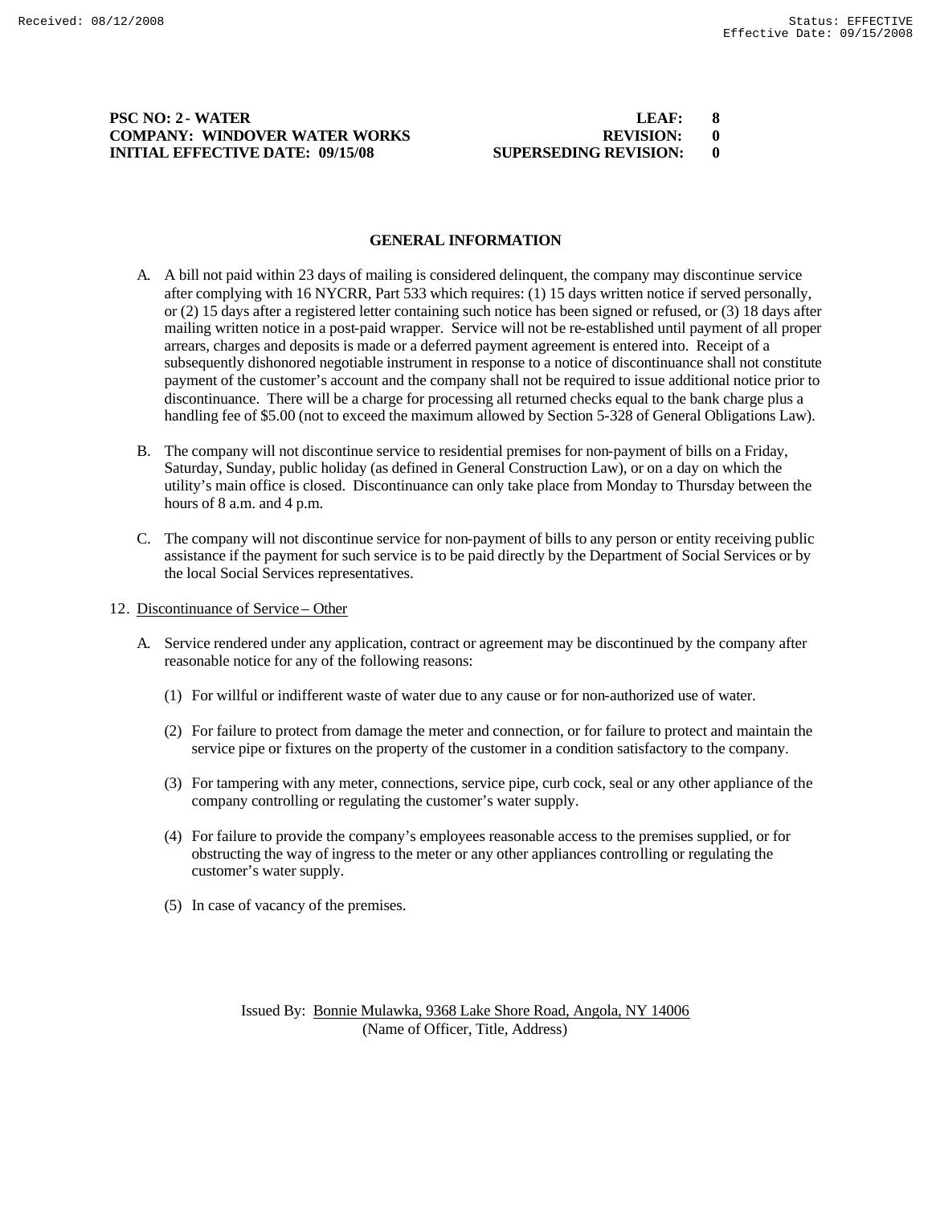**PSC NO: 2 - WATER** **LEAF: 8**
**COMPANY: WINDOVER WATER WORKS** **REVISION: 0**
**INITIAL EFFECTIVE DATE: 09/15/08** **SUPERSEDING REVISION: 0**

## GENERAL INFORMATION

A. A bill not paid within 23 days of mailing is considered delinquent, the company may discontinue service after complying with 16 NYCRR, Part 533 which requires: (1) 15 days written notice if served personally, or (2) 15 days after a registered letter containing such notice has been signed or refused, or (3) 18 days after mailing written notice in a post-paid wrapper. Service will not be re-established until payment of all proper arrears, charges and deposits is made or a deferred payment agreement is entered into. Receipt of a subsequently dishonored negotiable instrument in response to a notice of discontinuance shall not constitute payment of the customer's account and the company shall not be required to issue additional notice prior to discontinuance. There will be a charge for processing all returned checks equal to the bank charge plus a handling fee of $5.00 (not to exceed the maximum allowed by Section 5-328 of General Obligations Law).

B. The company will not discontinue service to residential premises for non-payment of bills on a Friday, Saturday, Sunday, public holiday (as defined in General Construction Law), or on a day on which the utility's main office is closed. Discontinuance can only take place from Monday to Thursday between the hours of 8 a.m. and 4 p.m.

C. The company will not discontinue service for non-payment of bills to any person or entity receiving public assistance if the payment for such service is to be paid directly by the Department of Social Services or by the local Social Services representatives.

12. Discontinuance of Service – Other

A. Service rendered under any application, contract or agreement may be discontinued by the company after reasonable notice for any of the following reasons:

(1) For willful or indifferent waste of water due to any cause or for non-authorized use of water.

(2) For failure to protect from damage the meter and connection, or for failure to protect and maintain the service pipe or fixtures on the property of the customer in a condition satisfactory to the company.

(3) For tampering with any meter, connections, service pipe, curb cock, seal or any other appliance of the company controlling or regulating the customer's water supply.

(4) For failure to provide the company's employees reasonable access to the premises supplied, or for obstructing the way of ingress to the meter or any other appliances controlling or regulating the customer's water supply.

(5) In case of vacancy of the premises.

Issued By: Bonnie Mulawka, 9368 Lake Shore Road, Angola, NY 14006
(Name of Officer, Title, Address)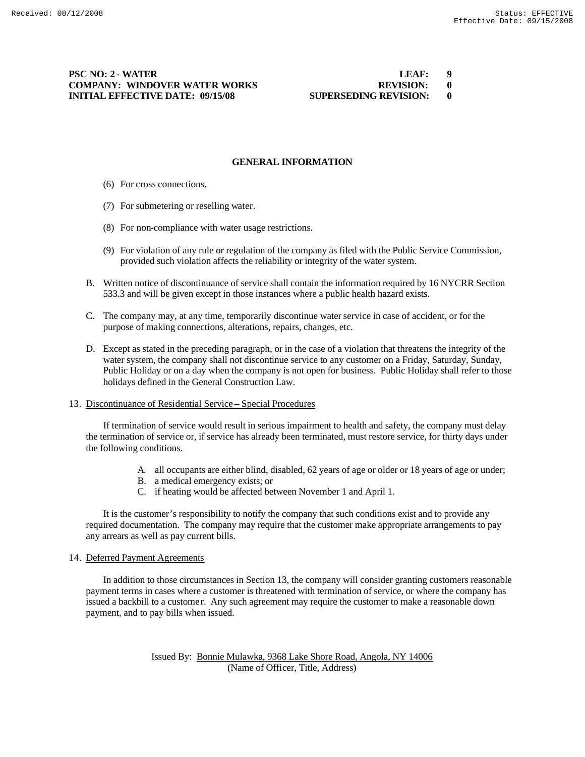## GENERAL INFORMATION

(6) For cross connections.

(7) For submetering or reselling water.

(8) For non-compliance with water usage restrictions.

(9) For violation of any rule or regulation of the company as filed with the Public Service Commission, provided such violation affects the reliability or integrity of the water system.

B. Written notice of discontinuance of service shall contain the information required by 16 NYCRR Section 533.3 and will be given except in those instances where a public health hazard exists.

C. The company may, at any time, temporarily discontinue water service in case of accident, or for the purpose of making connections, alterations, repairs, changes, etc.

D. Except as stated in the preceding paragraph, or in the case of a violation that threatens the integrity of the water system, the company shall not discontinue service to any customer on a Friday, Saturday, Sunday, Public Holiday or on a day when the company is not open for business. Public Holiday shall refer to those holidays defined in the General Construction Law.

13. Discontinuance of Residential Service – Special Procedures

If termination of service would result in serious impairment to health and safety, the company must delay the termination of service or, if service has already been terminated, must restore service, for thirty days under the following conditions.

A. all occupants are either blind, disabled, 62 years of age or older or 18 years of age or under;
B. a medical emergency exists; or
C. if heating would be affected between November 1 and April 1.

It is the customer's responsibility to notify the company that such conditions exist and to provide any required documentation. The company may require that the customer make appropriate arrangements to pay any arrears as well as pay current bills.

14. Deferred Payment Agreements

In addition to those circumstances in Section 13, the company will consider granting customers reasonable payment terms in cases where a customer is threatened with termination of service, or where the company has issued a backbill to a customer. Any such agreement may require the customer to make a reasonable down payment, and to pay bills when issued.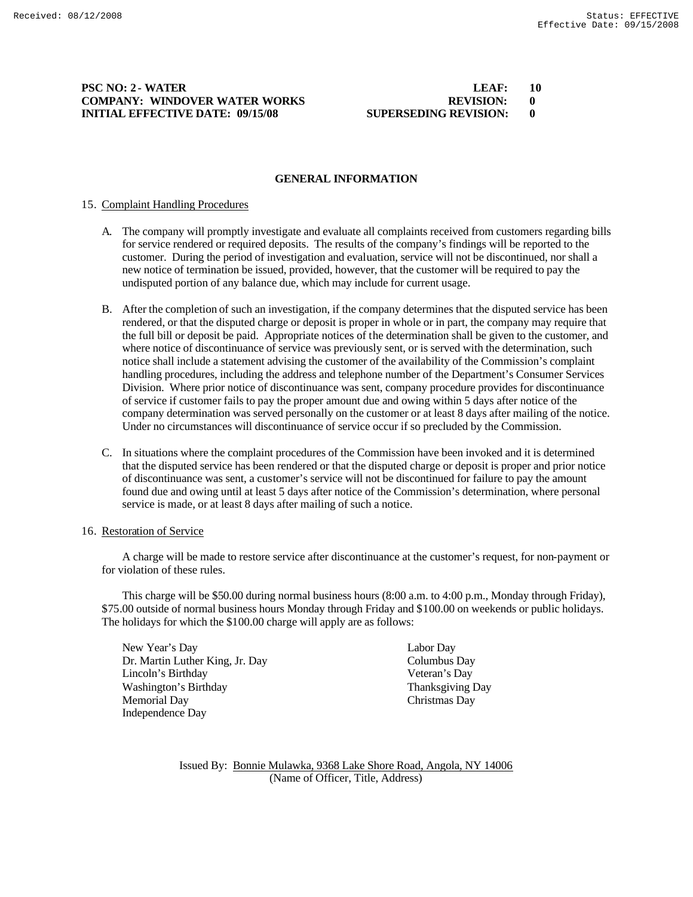**PSC NO: 2 - WATER** **LEAF: 10**
**COMPANY: WINDOVER WATER WORKS** **REVISION: 0**
**INITIAL EFFECTIVE DATE: 09/15/08** **SUPERSEDING REVISION: 0**

## GENERAL INFORMATION

15. Complaint Handling Procedures

A. The company will promptly investigate and evaluate all complaints received from customers regarding bills for service rendered or required deposits. The results of the company's findings will be reported to the customer. During the period of investigation and evaluation, service will not be discontinued, nor shall a new notice of termination be issued, provided, however, that the customer will be required to pay the undisputed portion of any balance due, which may include for current usage.

B. After the completion of such an investigation, if the company determines that the disputed service has been rendered, or that the disputed charge or deposit is proper in whole or in part, the company may require that the full bill or deposit be paid. Appropriate notices of the determination shall be given to the customer, and where notice of discontinuance of service was previously sent, or is served with the determination, such notice shall include a statement advising the customer of the availability of the Commission's complaint handling procedures, including the address and telephone number of the Department's Consumer Services Division. Where prior notice of discontinuance was sent, company procedure provides for discontinuance of service if customer fails to pay the proper amount due and owing within 5 days after notice of the company determination was served personally on the customer or at least 8 days after mailing of the notice. Under no circumstances will discontinuance of service occur if so precluded by the Commission.

C. In situations where the complaint procedures of the Commission have been invoked and it is determined that the disputed service has been rendered or that the disputed charge or deposit is proper and prior notice of discontinuance was sent, a customer's service will not be discontinued for failure to pay the amount found due and owing until at least 5 days after notice of the Commission's determination, where personal service is made, or at least 8 days after mailing of such a notice.

16. Restoration of Service

A charge will be made to restore service after discontinuance at the customer's request, for non-payment or for violation of these rules.

This charge will be $50.00 during normal business hours (8:00 a.m. to 4:00 p.m., Monday through Friday), $75.00 outside of normal business hours Monday through Friday and $100.00 on weekends or public holidays. The holidays for which the $100.00 charge will apply are as follows:

New Year's Day
Dr. Martin Luther King, Jr. Day
Lincoln's Birthday
Washington's Birthday
Memorial Day
Independence Day
Labor Day
Columbus Day
Veteran's Day
Thanksgiving Day
Christmas Day

Issued By: Bonnie Mulawka, 9368 Lake Shore Road, Angola, NY 14006
(Name of Officer, Title, Address)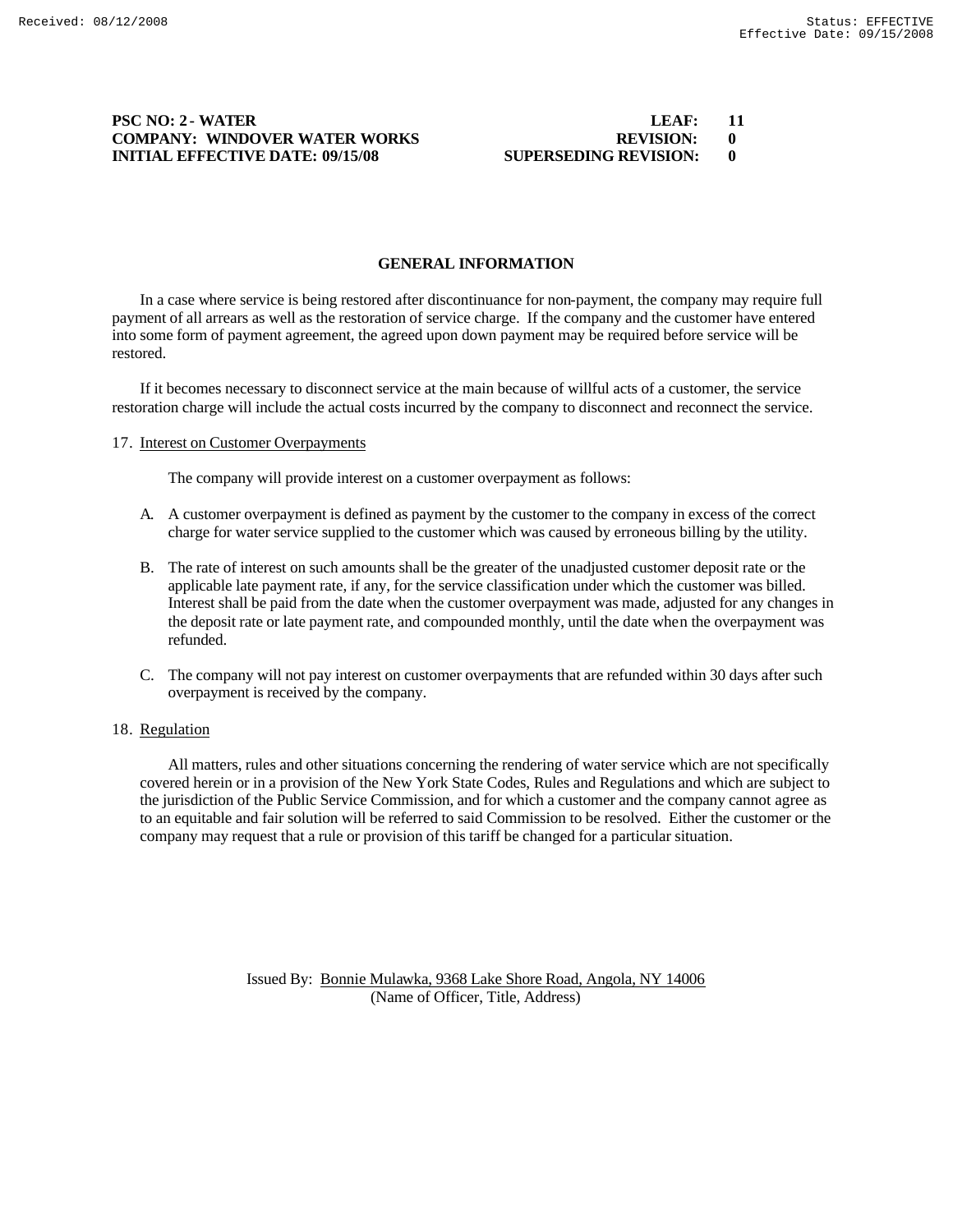**PSC NO: 2 - WATER** **LEAF: 11**
**COMPANY: WINDOVER WATER WORKS** **REVISION: 0**
**INITIAL EFFECTIVE DATE: 09/15/08** **SUPERSEDING REVISION: 0**

## GENERAL INFORMATION

In a case where service is being restored after discontinuance for non-payment, the company may require full payment of all arrears as well as the restoration of service charge. If the company and the customer have entered into some form of payment agreement, the agreed upon down payment may be required before service will be restored.

If it becomes necessary to disconnect service at the main because of willful acts of a customer, the service restoration charge will include the actual costs incurred by the company to disconnect and reconnect the service.

17. Interest on Customer Overpayments

The company will provide interest on a customer overpayment as follows:

A. A customer overpayment is defined as payment by the customer to the company in excess of the correct charge for water service supplied to the customer which was caused by erroneous billing by the utility.

B. The rate of interest on such amounts shall be the greater of the unadjusted customer deposit rate or the applicable late payment rate, if any, for the service classification under which the customer was billed. Interest shall be paid from the date when the customer overpayment was made, adjusted for any changes in the deposit rate or late payment rate, and compounded monthly, until the date when the overpayment was refunded.

C. The company will not pay interest on customer overpayments that are refunded within 30 days after such overpayment is received by the company.

18. Regulation

All matters, rules and other situations concerning the rendering of water service which are not specifically covered herein or in a provision of the New York State Codes, Rules and Regulations and which are subject to the jurisdiction of the Public Service Commission, and for which a customer and the company cannot agree as to an equitable and fair solution will be referred to said Commission to be resolved. Either the customer or the company may request that a rule or provision of this tariff be changed for a particular situation.

Issued By: Bonnie Mulawka, 9368 Lake Shore Road, Angola, NY 14006
(Name of Officer, Title, Address)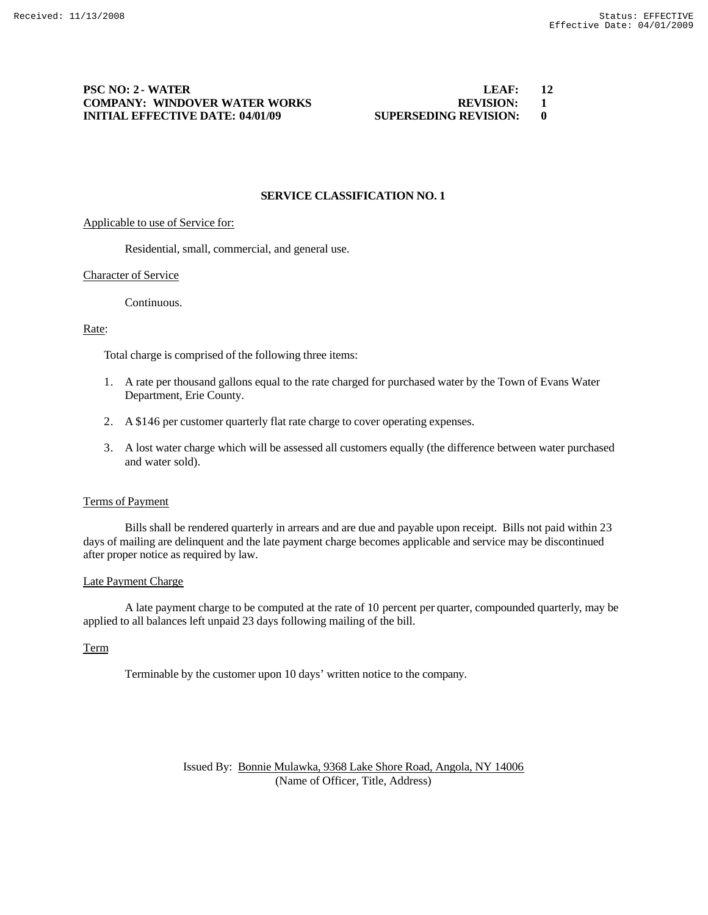**PSC NO: 2 - WATER** **LEAF: 12**
**COMPANY: WINDOVER WATER WORKS** **REVISION: 1**
**INITIAL EFFECTIVE DATE: 04/01/09** **SUPERSEDING REVISION: 0**

## SERVICE CLASSIFICATION NO. 1

Applicable to use of Service for:

Residential, small, commercial, and general use.

Character of Service

Continuous.

Rate:

Total charge is comprised of the following three items:

1. A rate per thousand gallons equal to the rate charged for purchased water by the Town of Evans Water Department, Erie County.
2. A $146 per customer quarterly flat rate charge to cover operating expenses.
3. A lost water charge which will be assessed all customers equally (the difference between water purchased and water sold).

Terms of Payment

Bills shall be rendered quarterly in arrears and are due and payable upon receipt. Bills not paid within 23 days of mailing are delinquent and the late payment charge becomes applicable and service may be discontinued after proper notice as required by law.

Late Payment Charge

A late payment charge to be computed at the rate of 10 percent per quarter, compounded quarterly, may be applied to all balances left unpaid 23 days following mailing of the bill.

Term

Terminable by the customer upon 10 days' written notice to the company.

Issued By: Bonnie Mulawka, 9368 Lake Shore Road, Angola, NY 14006
(Name of Officer, Title, Address)